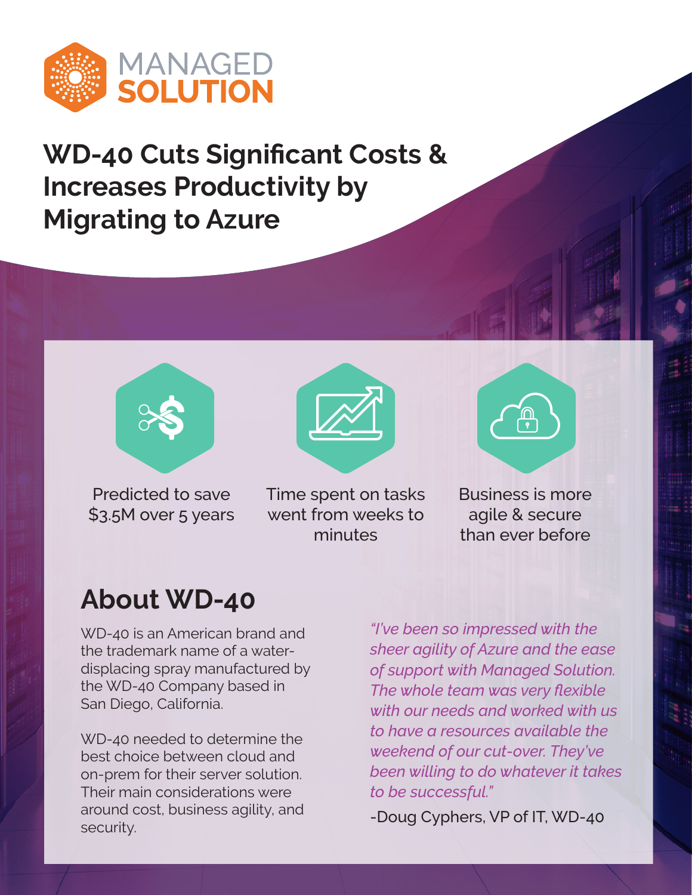MANAGED SOLUTION

# WD-40 Cuts Significant Costs & Increases Productivity by Migrating to Azure

Predicted to save $3.5M over 5 years

Time spent on tasks went from weeks to minutes

Business is more agile & secure than ever before

## About WD-40

WD-40 is an American brand and the trademark name of a water-displacing spray manufactured by the WD-40 Company based in San Diego, California.

WD-40 needed to determine the best choice between cloud and on-prem for their server solution. Their main considerations were around cost, business agility, and security.

*"I've been so impressed with the sheer agility of Azure and the ease of support with Managed Solution. The whole team was very flexible with our needs and worked with us to have a resources available the weekend of our cut-over. They've been willing to do whatever it takes to be successful."*

-Doug Cyphers, VP of IT, WD-40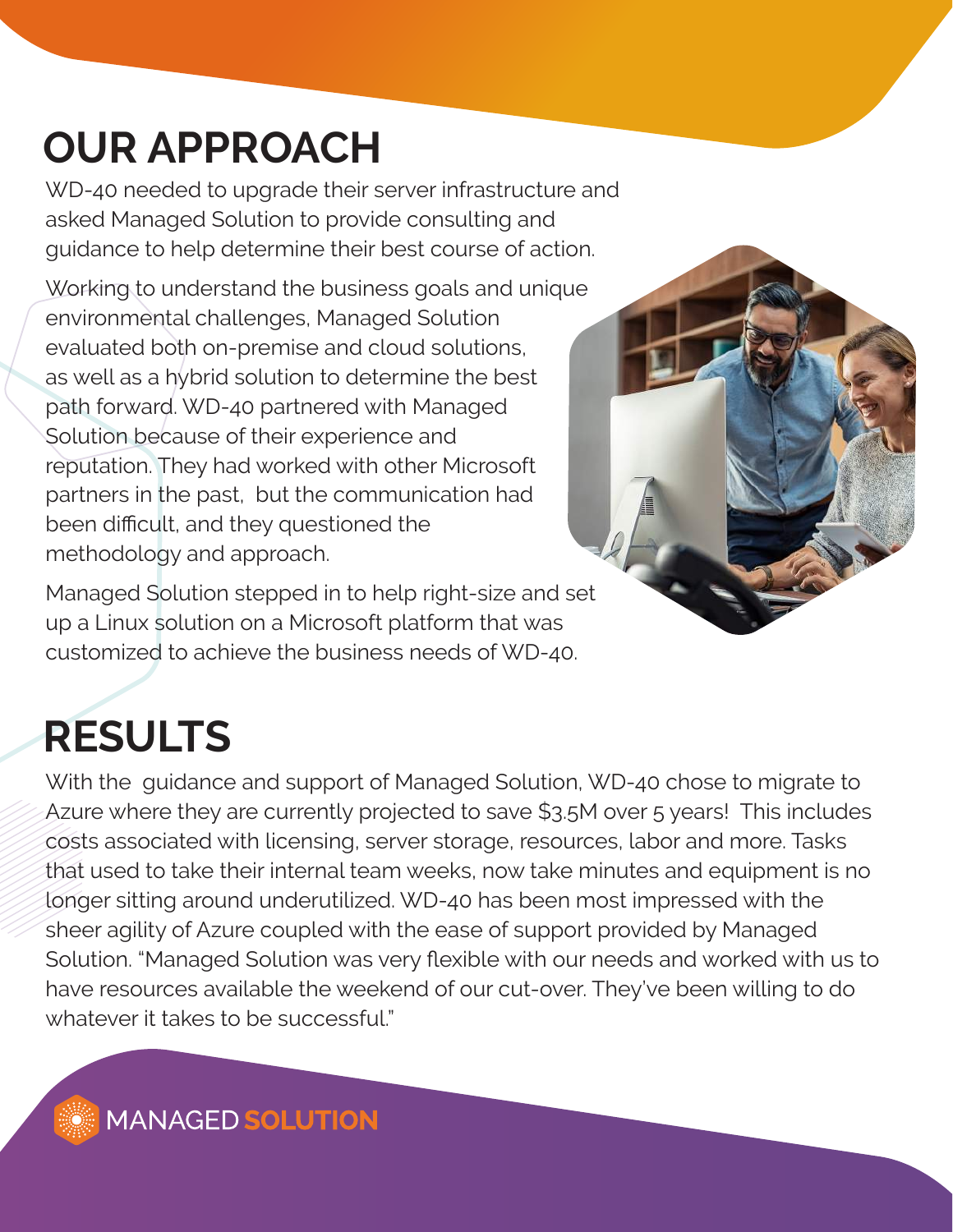# OUR APPROACH

WD-40 needed to upgrade their server infrastructure and asked Managed Solution to provide consulting and guidance to help determine their best course of action.

Working to understand the business goals and unique environmental challenges, Managed Solution evaluated both on-premise and cloud solutions, as well as a hybrid solution to determine the best path forward. WD-40 partnered with Managed Solution because of their experience and reputation. They had worked with other Microsoft partners in the past, but the communication had been difficult, and they questioned the methodology and approach.

Managed Solution stepped in to help right-size and set up a Linux solution on a Microsoft platform that was customized to achieve the business needs of WD-40.

# RESULTS

With the guidance and support of Managed Solution, WD-40 chose to migrate to Azure where they are currently projected to save $3.5M over 5 years! This includes costs associated with licensing, server storage, resources, labor and more. Tasks that used to take their internal team weeks, now take minutes and equipment is no longer sitting around underutilized. WD-40 has been most impressed with the sheer agility of Azure coupled with the ease of support provided by Managed Solution. "Managed Solution was very flexible with our needs and worked with us to have resources available the weekend of our cut-over. They've been willing to do whatever it takes to be successful."

MANAGED SOLUTION